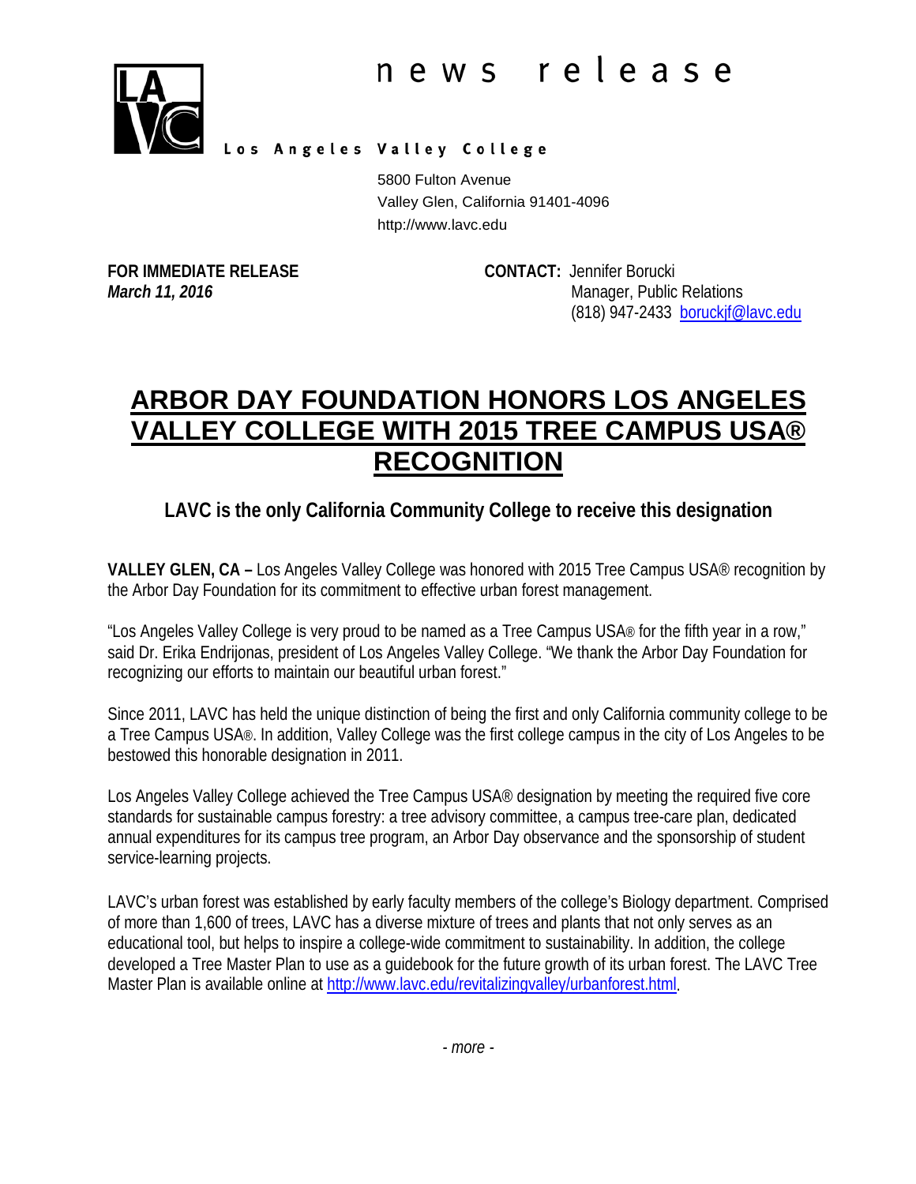news release

Los Angeles Valley College

5800 Fulton Avenue
Valley Glen, California 91401-4096
http://www.lavc.edu

**FOR IMMEDIATE RELEASE**
***March 11, 2016***

**CONTACT:** Jennifer Borucki
Manager, Public Relations
(818) 947-2433 [boruckjf@lavc.edu](mailto:boruckjf@lavc.edu)

# ARBOR DAY FOUNDATION HONORS LOS ANGELES VALLEY COLLEGE WITH 2015 TREE CAMPUS USA® RECOGNITION

## LAVC is the only California Community College to receive this designation

**VALLEY GLEN, CA –** Los Angeles Valley College was honored with 2015 Tree Campus USA® recognition by the Arbor Day Foundation for its commitment to effective urban forest management.

"Los Angeles Valley College is very proud to be named as a Tree Campus USA® for the fifth year in a row," said Dr. Erika Endrijonas, president of Los Angeles Valley College. "We thank the Arbor Day Foundation for recognizing our efforts to maintain our beautiful urban forest."

Since 2011, LAVC has held the unique distinction of being the first and only California community college to be a Tree Campus USA®. In addition, Valley College was the first college campus in the city of Los Angeles to be bestowed this honorable designation in 2011.

Los Angeles Valley College achieved the Tree Campus USA® designation by meeting the required five core standards for sustainable campus forestry: a tree advisory committee, a campus tree-care plan, dedicated annual expenditures for its campus tree program, an Arbor Day observance and the sponsorship of student service-learning projects.

LAVC's urban forest was established by early faculty members of the college's Biology department. Comprised of more than 1,600 of trees, LAVC has a diverse mixture of trees and plants that not only serves as an educational tool, but helps to inspire a college-wide commitment to sustainability. In addition, the college developed a Tree Master Plan to use as a guidebook for the future growth of its urban forest. The LAVC Tree Master Plan is available online at [http://www.lavc.edu/revitalizingvalley/urbanforest.html](http://www.lavc.edu/revitalizingvalley/urbanforest.html).

*- more -*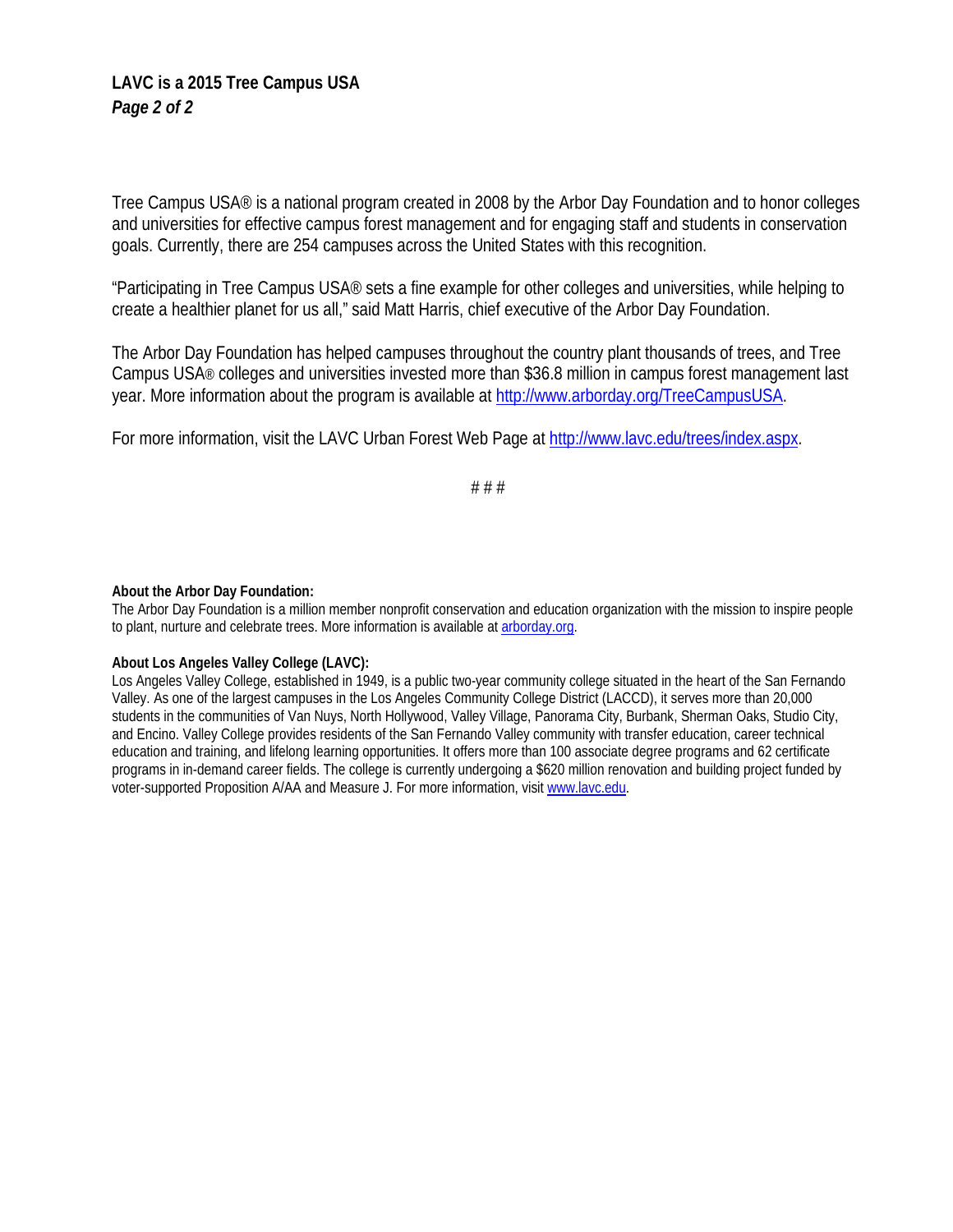Tree Campus USA® is a national program created in 2008 by the Arbor Day Foundation and to honor colleges and universities for effective campus forest management and for engaging staff and students in conservation goals. Currently, there are 254 campuses across the United States with this recognition.

“Participating in Tree Campus USA® sets a fine example for other colleges and universities, while helping to create a healthier planet for us all,” said Matt Harris, chief executive of the Arbor Day Foundation.

The Arbor Day Foundation has helped campuses throughout the country plant thousands of trees, and Tree Campus USA® colleges and universities invested more than $36.8 million in campus forest management last year. More information about the program is available at http://www.arborday.org/TreeCampusUSA.

For more information, visit the LAVC Urban Forest Web Page at http://www.lavc.edu/trees/index.aspx.

# # #

**About the Arbor Day Foundation:**
The Arbor Day Foundation is a million member nonprofit conservation and education organization with the mission to inspire people to plant, nurture and celebrate trees. More information is available at arborday.org.

**About Los Angeles Valley College (LAVC):**
Los Angeles Valley College, established in 1949, is a public two-year community college situated in the heart of the San Fernando Valley. As one of the largest campuses in the Los Angeles Community College District (LACCD), it serves more than 20,000 students in the communities of Van Nuys, North Hollywood, Valley Village, Panorama City, Burbank, Sherman Oaks, Studio City, and Encino. Valley College provides residents of the San Fernando Valley community with transfer education, career technical education and training, and lifelong learning opportunities. It offers more than 100 associate degree programs and 62 certificate programs in in-demand career fields. The college is currently undergoing a $620 million renovation and building project funded by voter-supported Proposition A/AA and Measure J. For more information, visit www.lavc.edu.